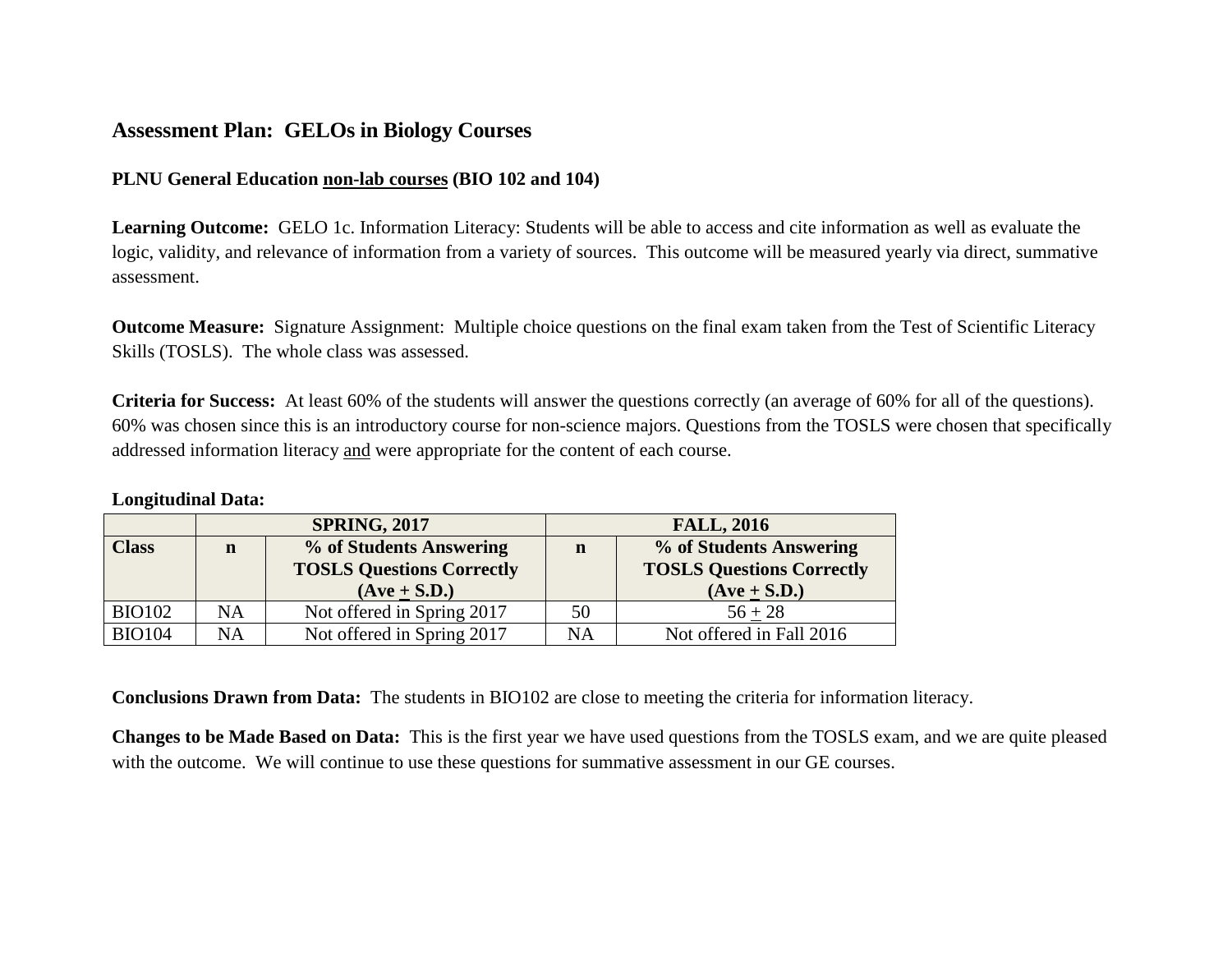## Assessment Plan: GELOs in Biology Courses

**PLNU General Education non-lab courses (BIO 102 and 104)**

**Learning Outcome:** GELO 1c. Information Literacy: Students will be able to access and cite information as well as evaluate the logic, validity, and relevance of information from a variety of sources. This outcome will be measured yearly via direct, summative assessment.

**Outcome Measure:** Signature Assignment: Multiple choice questions on the final exam taken from the Test of Scientific Literacy Skills (TOSLS). The whole class was assessed.

**Criteria for Success:** At least 60% of the students will answer the questions correctly (an average of 60% for all of the questions). 60% was chosen since this is an introductory course for non-science majors. Questions from the TOSLS were chosen that specifically addressed information literacy and were appropriate for the content of each course.

**Longitudinal Data:**

| | SPRING, 2017 | | FALL, 2016 | |
|---|---|---|---|---|
| **Class** | **n** | **% of Students Answering TOSLS Questions Correctly (Ave ± S.D.)** | **n** | **% of Students Answering TOSLS Questions Correctly (Ave ± S.D.)** |
| BIO102 | NA | Not offered in Spring 2017 | 50 | 56 ± 28 |
| BIO104 | NA | Not offered in Spring 2017 | NA | Not offered in Fall 2016 |

**Conclusions Drawn from Data:** The students in BIO102 are close to meeting the criteria for information literacy.

**Changes to be Made Based on Data:** This is the first year we have used questions from the TOSLS exam, and we are quite pleased with the outcome. We will continue to use these questions for summative assessment in our GE courses.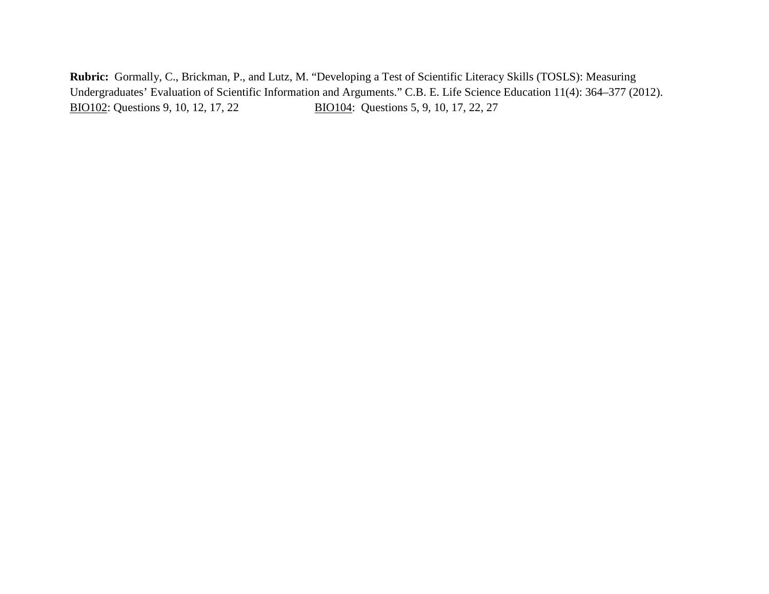**Rubric:** Gormally, C., Brickman, P., and Lutz, M. "Developing a Test of Scientific Literacy Skills (TOSLS): Measuring Undergraduates' Evaluation of Scientific Information and Arguments." C.B. E. Life Science Education 11(4): 364–377 (2012).

<u>BIO102</u>: Questions 9, 10, 12, 17, 22 <u>BIO104</u>: Questions 5, 9, 10, 17, 22, 27